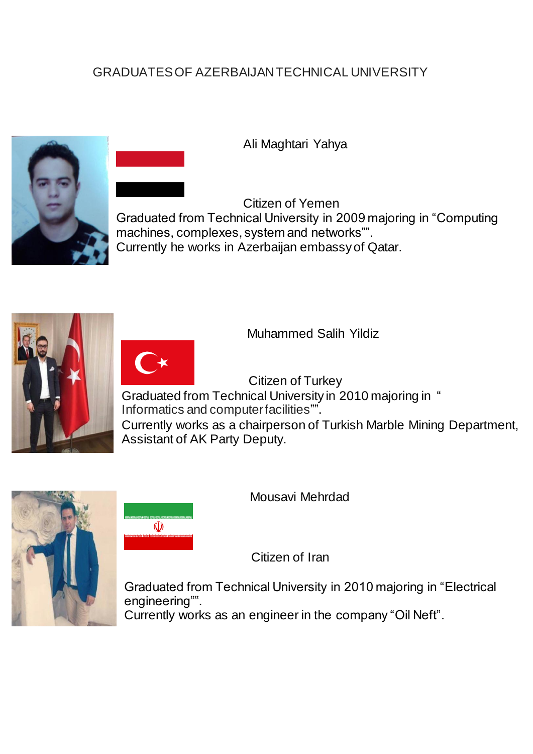# GRADUATES OF AZERBAIJAN TECHNICAL UNIVERSITY

Ali Maghtari Yahya

Citizen of Yemen

Graduated from Technical University in 2009 majoring in “Computing machines, complexes, system and networks"".

Currently he works in Azerbaijan embassy of Qatar.

Muhammed Salih Yildiz

Citizen of Turkey

Graduated from Technical University in 2010 majoring in “ Informatics and computer facilities"".

Currently works as a chairperson of Turkish Marble Mining Department, Assistant of AK Party Deputy.

Mousavi Mehrdad

Citizen of Iran

Graduated from Technical University in 2010 majoring in “Electrical engineering"".

Currently works as an engineer in the company “Oil Neft”.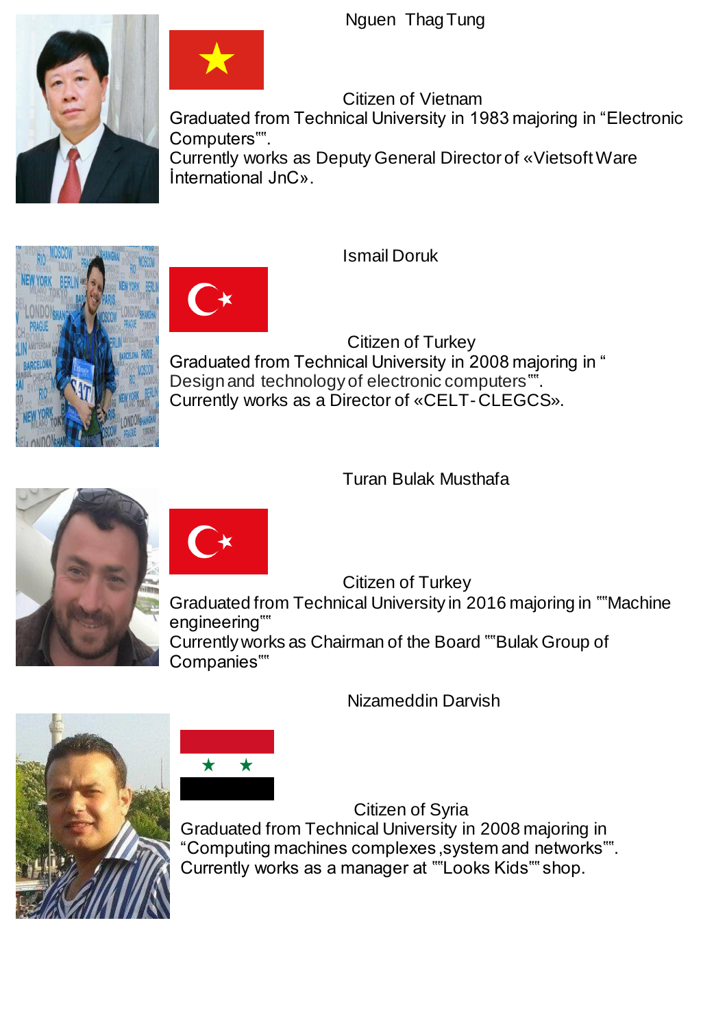Nguen Thag Tung

Citizen of Vietnam
Graduated from Technical University in 1983 majoring in “Electronic Computers"".
Currently works as Deputy General Director of «Vietsoft Ware İnternational JnC».

Ismail Doruk

Citizen of Turkey
Graduated from Technical University in 2008 majoring in “ Design and technology of electronic computers"".
Currently works as a Director of «CELT-CLEGCS».

Turan Bulak Musthafa

Citizen of Turkey
Graduated from Technical University in 2016 majoring in ""Machine engineering""
Currently works as Chairman of the Board ""Bulak Group of Companies""

Nizameddin Darvish

Citizen of Syria
Graduated from Technical University in 2008 majoring in “Computing machines complexes ,system and networks"".
Currently works as a manager at ""Looks Kids"" shop.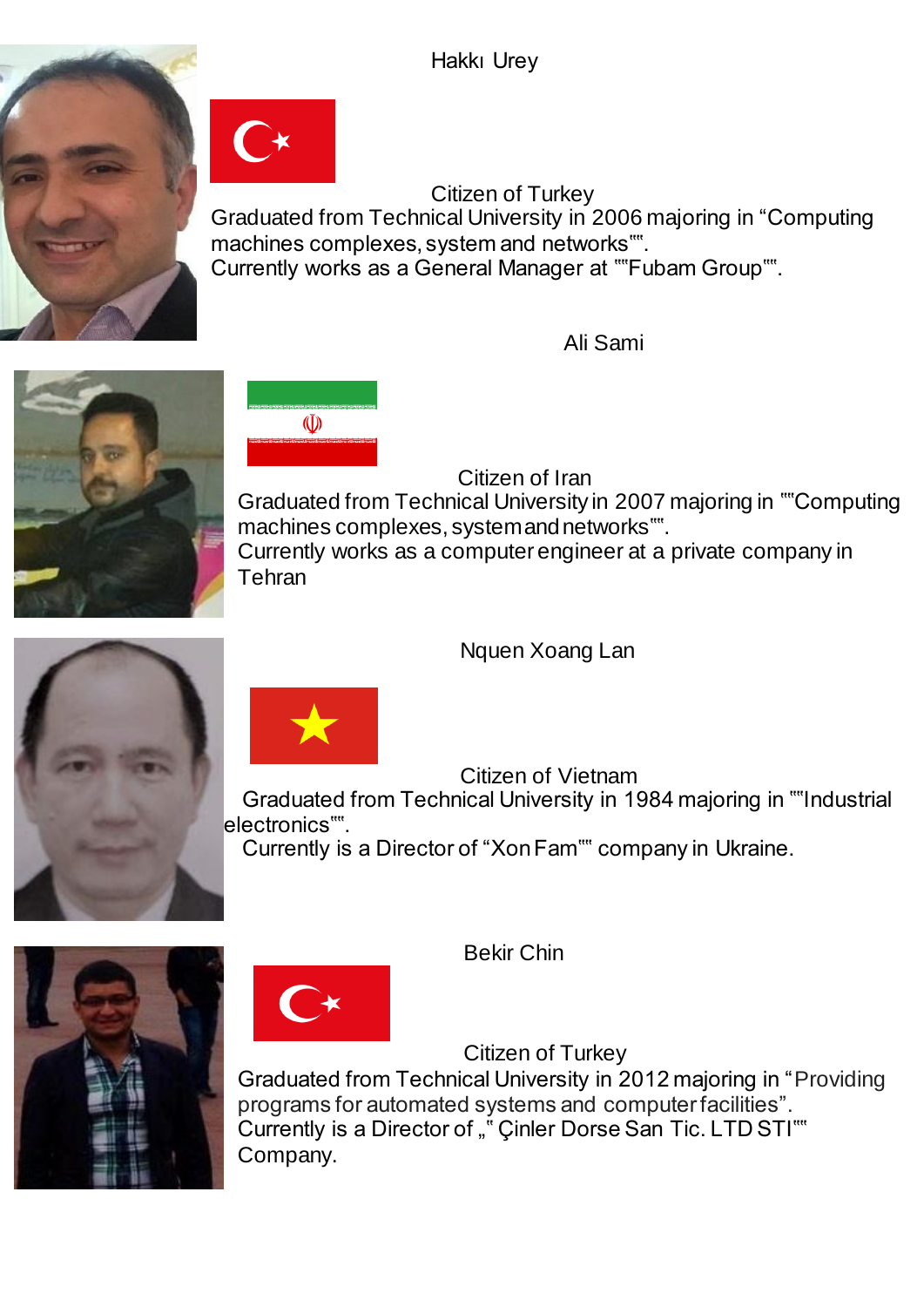Hakkı Urey

Citizen of Turkey

Graduated from Technical University in 2006 majoring in “Computing machines complexes, system and networks"".

Currently works as a General Manager at ""Fubam Group"".

Ali Sami

Citizen of Iran

Graduated from Technical University in 2007 majoring in ""Computing machines complexes, system and networks"".

Currently works as a computer engineer at a private company in Tehran

Nquen Xoang Lan

Citizen of Vietnam

Graduated from Technical University in 1984 majoring in ""Industrial electronics"".

Currently is a Director of “Xon Fam"" company in Ukraine.

Bekir Chin

Citizen of Turkey

Graduated from Technical University in 2012 majoring in “Providing programs for automated systems and computer facilities”.

Currently is a Director of „“ Çinler Dorse San Tic. LTD STI"" Company.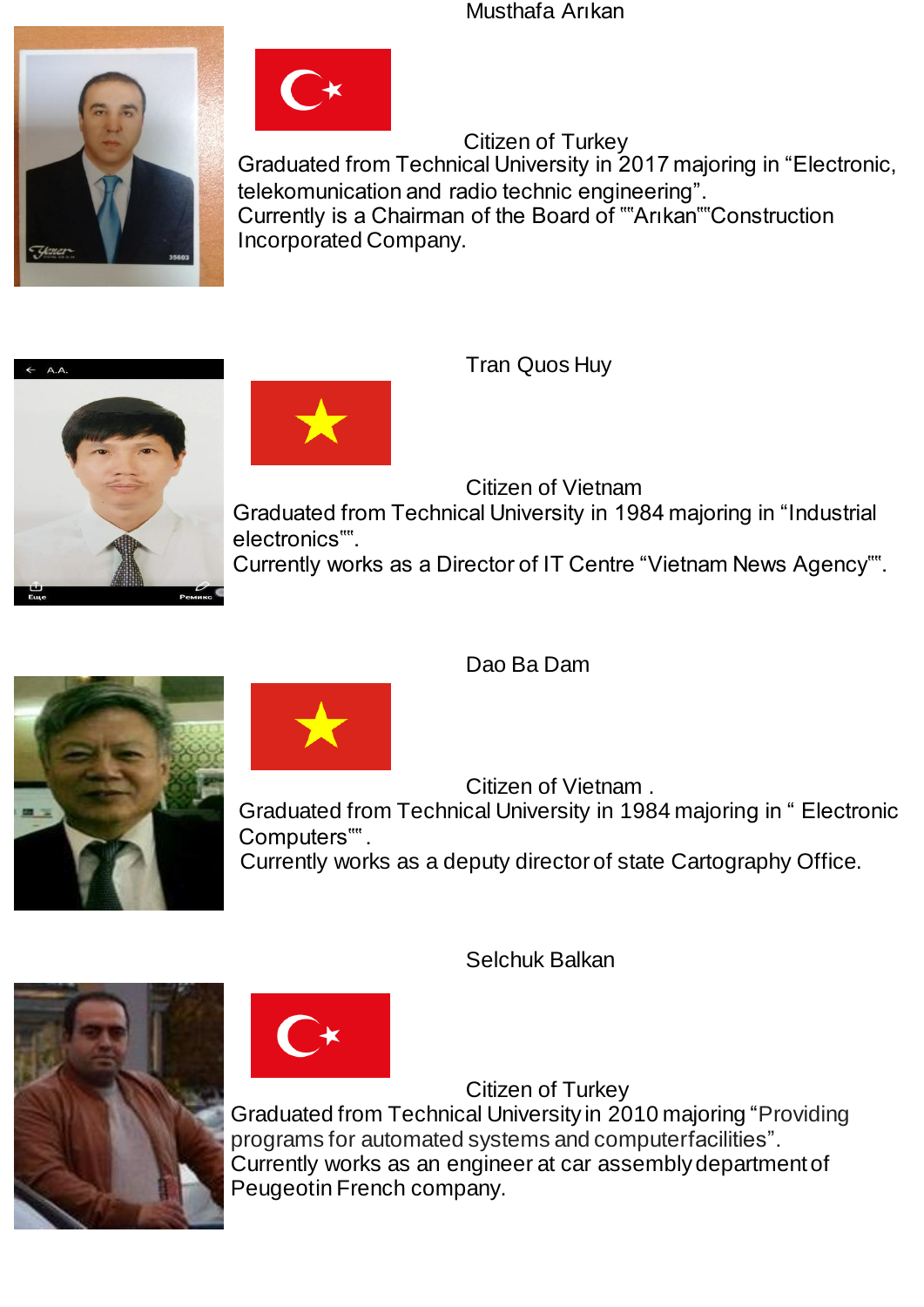Musthafa Arıkan

Citizen of Turkey
Graduated from Technical University in 2017 majoring in “Electronic, telekomunication and radio technic engineering”.
Currently is a Chairman of the Board of ""Arıkan""Construction Incorporated Company.

Tran Quos Huy

Citizen of Vietnam
Graduated from Technical University in 1984 majoring in “Industrial electronics"".
Currently works as a Director of IT Centre “Vietnam News Agency"".

Dao Ba Dam

Citizen of Vietnam .
Graduated from Technical University in 1984 majoring in “ Electronic Computers"" .
Currently works as a deputy director of state Cartography Office.

Selchuk Balkan

Citizen of Turkey
Graduated from Technical University in 2010 majoring “Providing programs for automated systems and computerfacilities”.
Currently works as an engineer at car assembly department of Peugeotin French company.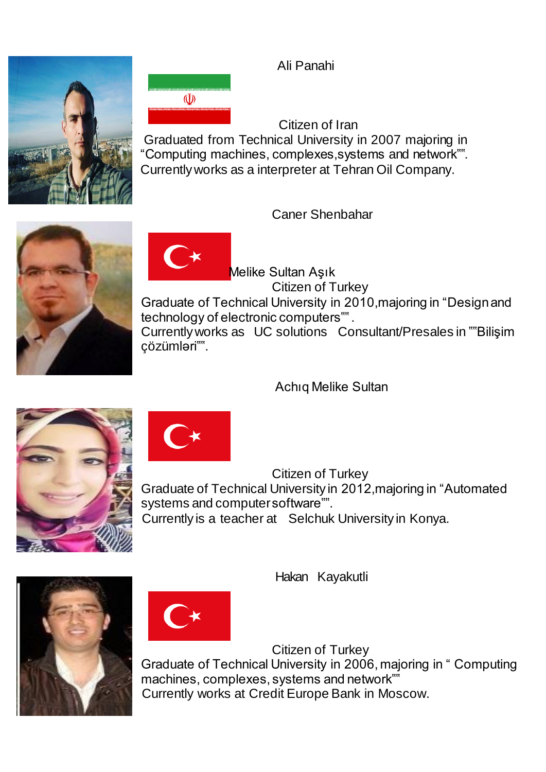Ali Panahi

Citizen of Iran

Graduated from Technical University in 2007 majoring in "Computing machines, complexes,systems and network"".
Currently works as a interpreter at Tehran Oil Company.

Caner Shenbahar

Melike Sultan Aşık

Citizen of Turkey

Graduate of Technical University in 2010,majoring in "Design and technology of electronic computers"" .
Currently works as UC solutions Consultant/Presales in ""Bilişim çözümləri"".

Achıq Melike Sultan

Citizen of Turkey

Graduate of Technical University in 2012,majoring in "Automated systems and computer software"".
Currently is a teacher at Selchuk University in Konya.

Hakan Kayakutli

Citizen of Turkey

Graduate of Technical University in 2006, majoring in " Computing machines, complexes, systems and network""
Currently works at Credit Europe Bank in Moscow.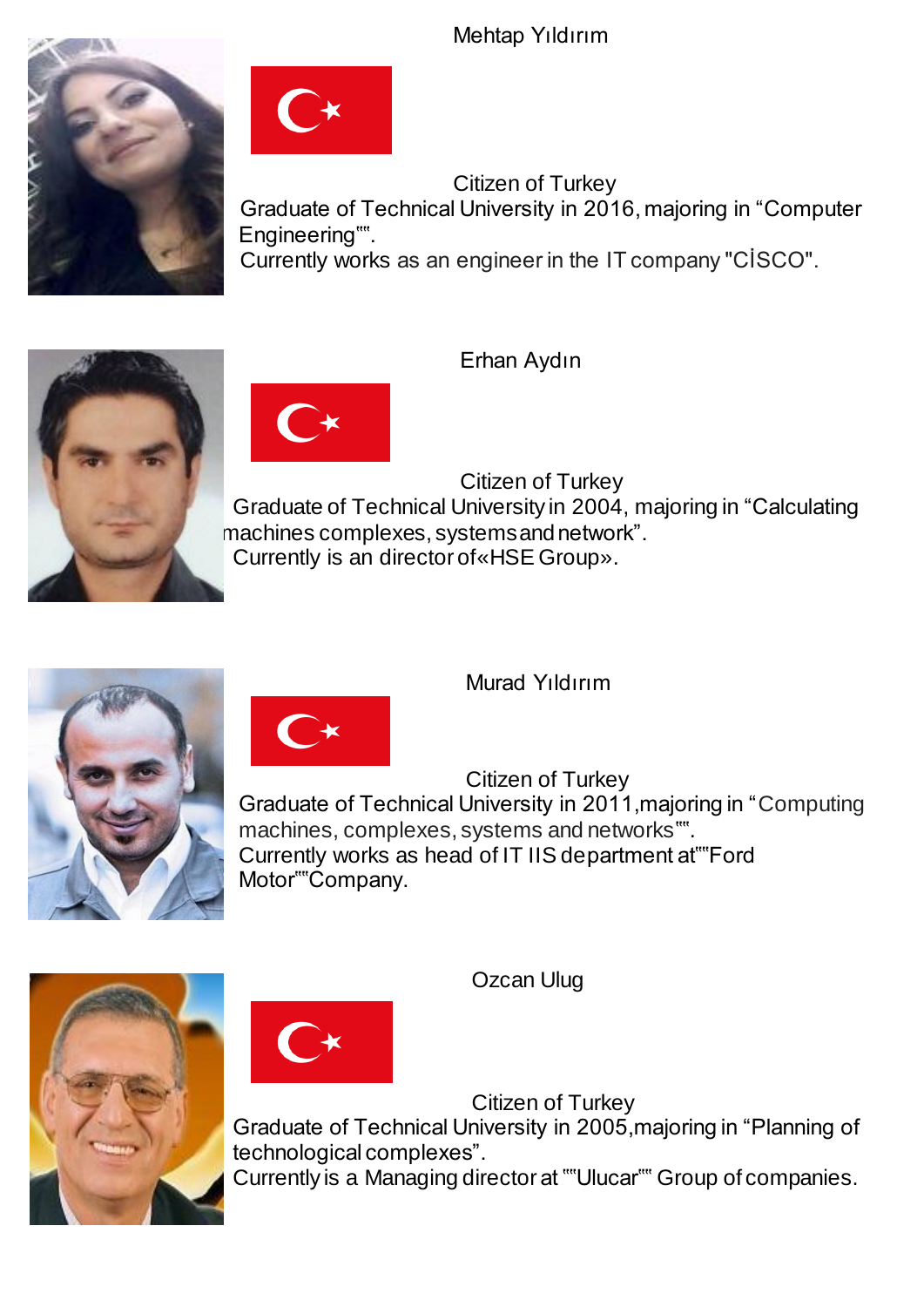Mehtap Yıldırım

Citizen of Turkey
Graduate of Technical University in 2016, majoring in "Computer Engineering"".
Currently works as an engineer in the IT company "CİSCO".

Erhan Aydın

Citizen of Turkey
Graduate of Technical University in 2004, majoring in "Calculating machines complexes, systems and network".
Currently is an director of«HSE Group».

Murad Yıldırım

Citizen of Turkey
Graduate of Technical University in 2011,majoring in "Computing machines, complexes, systems and networks"".
Currently works as head of IT IIS department at""Ford Motor""Company.

Ozcan Ulug

Citizen of Turkey
Graduate of Technical University in 2005,majoring in "Planning of technological complexes".
Currently is a Managing director at ""Ulucar"" Group of companies.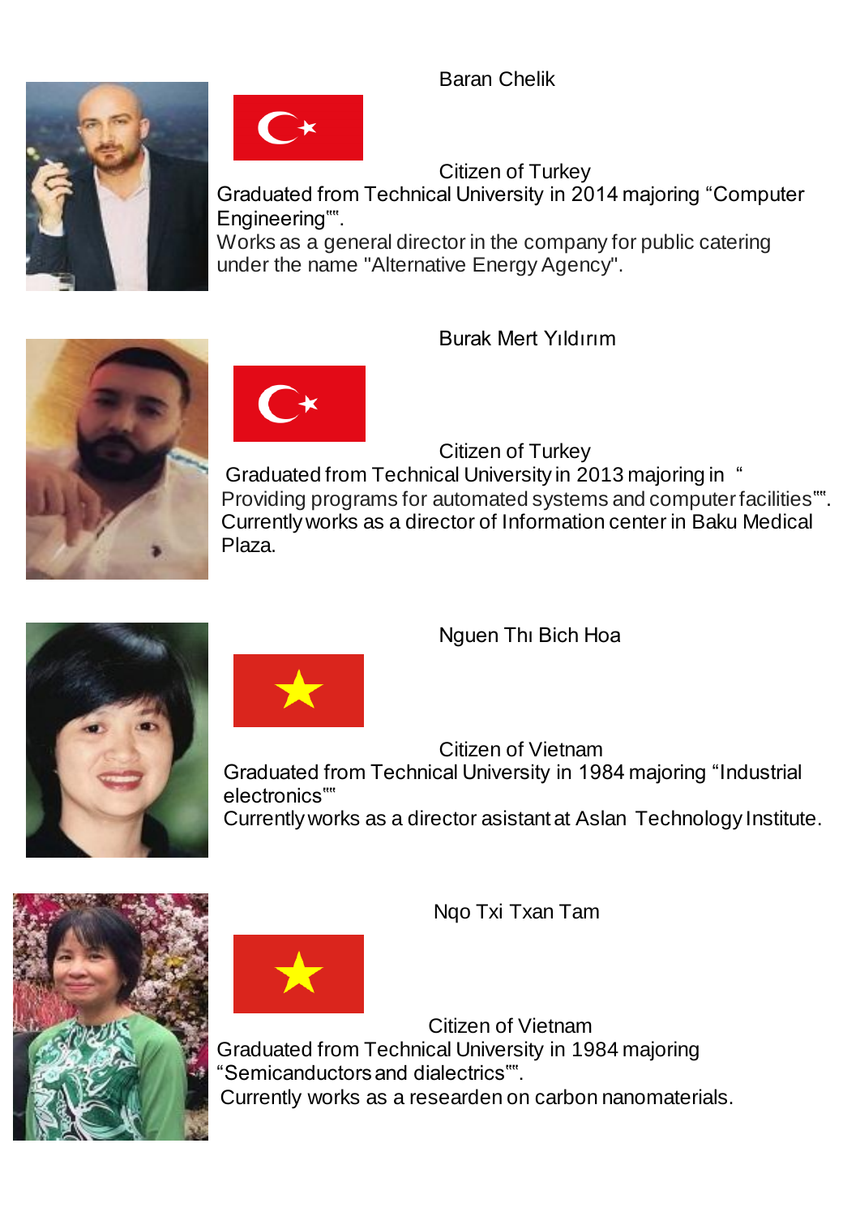Baran Chelik

Citizen of Turkey

Graduated from Technical University in 2014 majoring “Computer Engineering"".

Works as a general director in the company for public catering under the name "Alternative Energy Agency".

Burak Mert Yıldırım

Citizen of Turkey

Graduated from Technical University in 2013 majoring in “ Providing programs for automated systems and computer facilities"".

Currently works as a director of Information center in Baku Medical Plaza.

Nguen Thı Bich Hoa

Citizen of Vietnam

Graduated from Technical University in 1984 majoring “Industrial electronics""

Currently works as a director asistant at Aslan Technology Institute.

Nqo Txi Txan Tam

Citizen of Vietnam

Graduated from Technical University in 1984 majoring “Semicanductors and dialectrics"".

Currently works as a researden on carbon nanomaterials.